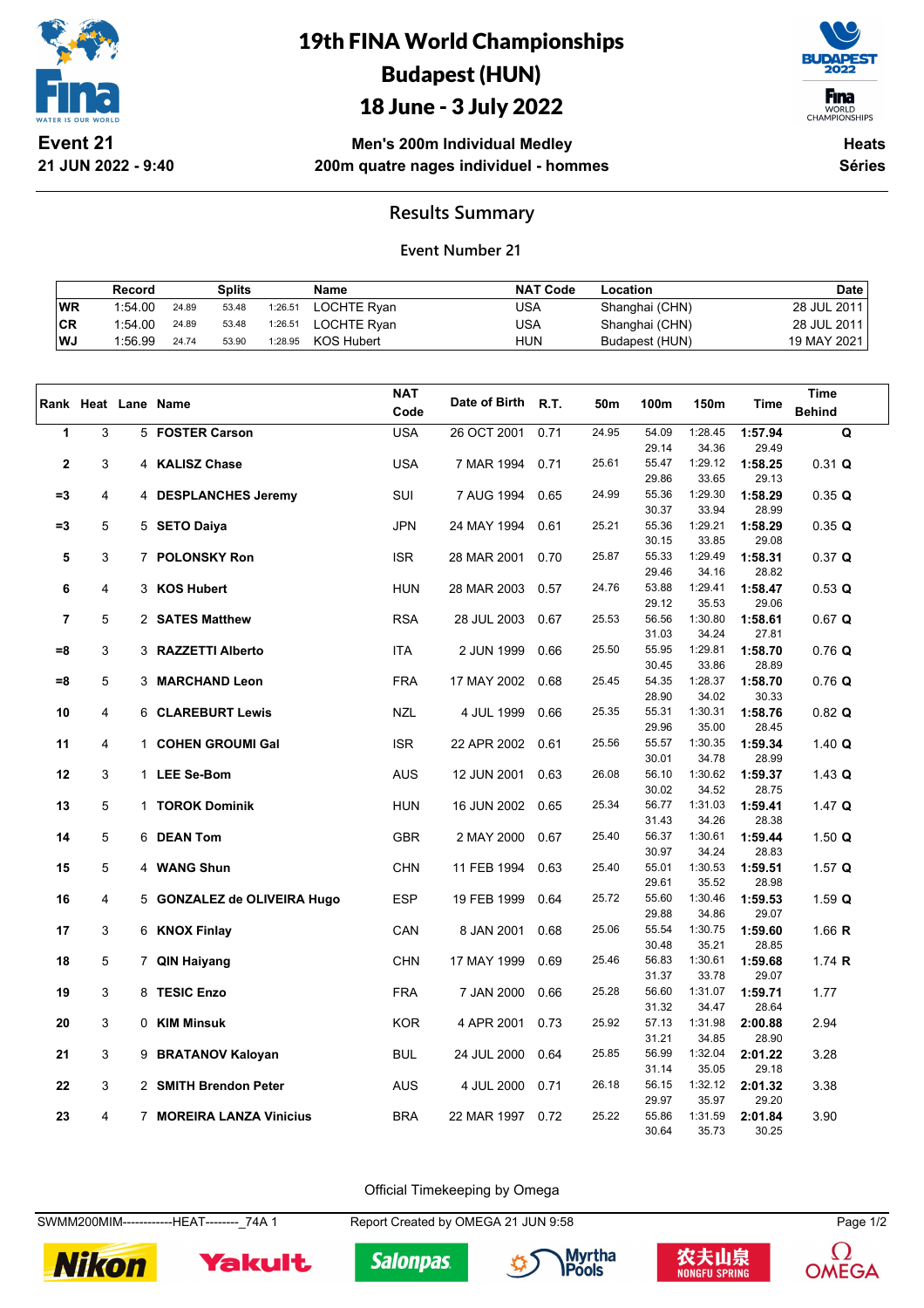# 19th FINA World Championships
# Budapest (HUN)
# 18 June - 3 July 2022

**Event 21**
**21 JUN 2022 - 9:40**

**Men's 200m Individual Medley**
**200m quatre nages individuel - hommes**

**Heats**
**Séries**

## Results Summary

### Event Number 21

| | Record | Splits | | | Name | NAT Code | Location | Date |
|---|---|---|---|---|---|---|---|---|
| WR | 1:54.00 | 24.89 | 53.48 | 1:26.51 | LOCHTE Ryan | USA | Shanghai (CHN) | 28 JUL 2011 |
| CR | 1:54.00 | 24.89 | 53.48 | 1:26.51 | LOCHTE Ryan | USA | Shanghai (CHN) | 28 JUL 2011 |
| WJ | 1:56.99 | 24.74 | 53.90 | 1:28.95 | KOS Hubert | HUN | Budapest (HUN) | 19 MAY 2021 |

| Rank | Heat | Lane | Name | NAT Code | Date of Birth | R.T. | 50m | 100m | 150m | Time | Time Behind |
|---|---|---|---|---|---|---|---|---|---|---|---|
| 1 | 3 | 5 | **FOSTER Carson** | USA | 26 OCT 2001 | 0.71 | 24.95 | 54.09 | 1:28.45 | **1:57.94** | **Q** |
| | | | | | | | | 29.14 | 34.36 | 29.49 | |
| 2 | 3 | 4 | **KALISZ Chase** | USA | 7 MAR 1994 | 0.71 | 25.61 | 55.47 | 1:29.12 | **1:58.25** | 0.31 **Q** |
| | | | | | | | | 29.86 | 33.65 | 29.13 | |
| =3 | 4 | 4 | **DESPLANCHES Jeremy** | SUI | 7 AUG 1994 | 0.65 | 24.99 | 55.36 | 1:29.30 | **1:58.29** | 0.35 **Q** |
| | | | | | | | | 30.37 | 33.94 | 28.99 | |
| =3 | 5 | 5 | **SETO Daiya** | JPN | 24 MAY 1994 | 0.61 | 25.21 | 55.36 | 1:29.21 | **1:58.29** | 0.35 **Q** |
| | | | | | | | | 30.15 | 33.85 | 29.08 | |
| 5 | 3 | 7 | **POLONSKY Ron** | ISR | 28 MAR 2001 | 0.70 | 25.87 | 55.33 | 1:29.49 | **1:58.31** | 0.37 **Q** |
| | | | | | | | | 29.46 | 34.16 | 28.82 | |
| 6 | 4 | 3 | **KOS Hubert** | HUN | 28 MAR 2003 | 0.57 | 24.76 | 53.88 | 1:29.41 | **1:58.47** | 0.53 **Q** |
| | | | | | | | | 29.12 | 35.53 | 29.06 | |
| 7 | 5 | 2 | **SATES Matthew** | RSA | 28 JUL 2003 | 0.67 | 25.53 | 56.56 | 1:30.80 | **1:58.61** | 0.67 **Q** |
| | | | | | | | | 31.03 | 34.24 | 27.81 | |
| =8 | 3 | 3 | **RAZZETTI Alberto** | ITA | 2 JUN 1999 | 0.66 | 25.50 | 55.95 | 1:29.81 | **1:58.70** | 0.76 **Q** |
| | | | | | | | | 30.45 | 33.86 | 28.89 | |
| =8 | 5 | 3 | **MARCHAND Leon** | FRA | 17 MAY 2002 | 0.68 | 25.45 | 54.35 | 1:28.37 | **1:58.70** | 0.76 **Q** |
| | | | | | | | | 28.90 | 34.02 | 30.33 | |
| 10 | 4 | 6 | **CLAREBURT Lewis** | NZL | 4 JUL 1999 | 0.66 | 25.35 | 55.31 | 1:30.31 | **1:58.76** | 0.82 **Q** |
| | | | | | | | | 29.96 | 35.00 | 28.45 | |
| 11 | 4 | 1 | **COHEN GROUMI Gal** | ISR | 22 APR 2002 | 0.61 | 25.56 | 55.57 | 1:30.35 | **1:59.34** | 1.40 **Q** |
| | | | | | | | | 30.01 | 34.78 | 28.99 | |
| 12 | 3 | 1 | **LEE Se-Bom** | AUS | 12 JUN 2001 | 0.63 | 26.08 | 56.10 | 1:30.62 | **1:59.37** | 1.43 **Q** |
| | | | | | | | | 30.02 | 34.52 | 28.75 | |
| 13 | 5 | 1 | **TOROK Dominik** | HUN | 16 JUN 2002 | 0.65 | 25.34 | 56.77 | 1:31.03 | **1:59.41** | 1.47 **Q** |
| | | | | | | | | 31.43 | 34.26 | 28.38 | |
| 14 | 5 | 6 | **DEAN Tom** | GBR | 2 MAY 2000 | 0.67 | 25.40 | 56.37 | 1:30.61 | **1:59.44** | 1.50 **Q** |
| | | | | | | | | 30.97 | 34.24 | 28.83 | |
| 15 | 5 | 4 | **WANG Shun** | CHN | 11 FEB 1994 | 0.63 | 25.40 | 55.01 | 1:30.53 | **1:59.51** | 1.57 **Q** |
| | | | | | | | | 29.61 | 35.52 | 28.98 | |
| 16 | 4 | 5 | **GONZALEZ de OLIVEIRA Hugo** | ESP | 19 FEB 1999 | 0.64 | 25.72 | 55.60 | 1:30.46 | **1:59.53** | 1.59 **Q** |
| | | | | | | | | 29.88 | 34.86 | 29.07 | |
| 17 | 3 | 6 | **KNOX Finlay** | CAN | 8 JAN 2001 | 0.68 | 25.06 | 55.54 | 1:30.75 | **1:59.60** | 1.66 **R** |
| | | | | | | | | 30.48 | 35.21 | 28.85 | |
| 18 | 5 | 7 | **QIN Haiyang** | CHN | 17 MAY 1999 | 0.69 | 25.46 | 56.83 | 1:30.61 | **1:59.68** | 1.74 **R** |
| | | | | | | | | 31.37 | 33.78 | 29.07 | |
| 19 | 3 | 8 | **TESIC Enzo** | FRA | 7 JAN 2000 | 0.66 | 25.28 | 56.60 | 1:31.07 | **1:59.71** | 1.77 |
| | | | | | | | | 31.32 | 34.47 | 28.64 | |
| 20 | 3 | 0 | **KIM Minsuk** | KOR | 4 APR 2001 | 0.73 | 25.92 | 57.13 | 1:31.98 | **2:00.88** | 2.94 |
| | | | | | | | | 31.21 | 34.85 | 28.90 | |
| 21 | 3 | 9 | **BRATANOV Kaloyan** | BUL | 24 JUL 2000 | 0.64 | 25.85 | 56.99 | 1:32.04 | **2:01.22** | 3.28 |
| | | | | | | | | 31.14 | 35.05 | 29.18 | |
| 22 | 3 | 2 | **SMITH Brendon Peter** | AUS | 4 JUL 2000 | 0.71 | 26.18 | 56.15 | 1:32.12 | **2:01.32** | 3.38 |
| | | | | | | | | 29.97 | 35.97 | 29.20 | |
| 23 | 4 | 7 | **MOREIRA LANZA Vinicius** | BRA | 22 MAR 1997 | 0.72 | 25.22 | 55.86 | 1:31.59 | **2:01.84** | 3.90 |
| | | | | | | | | 30.64 | 35.73 | 30.25 | |

Official Timekeeping by Omega

SWMM200MIM------------HEAT--------_74A 1 — Report Created by OMEGA 21 JUN 9:58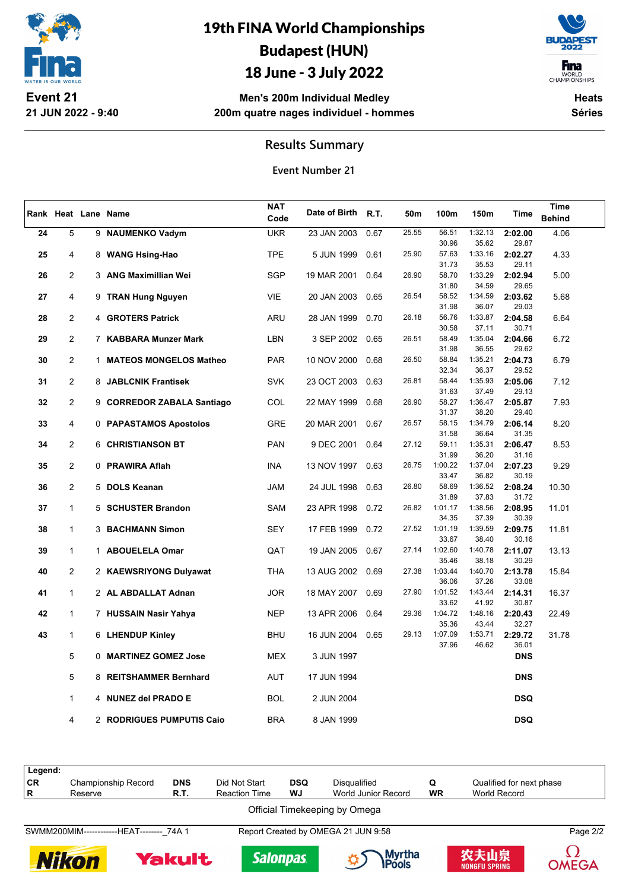# 19th FINA World Championships
## Budapest (HUN)
## 18 June - 3 July 2022

**Event 21**
**21 JUN 2022 - 9:40**

**Men's 200m Individual Medley**
**200m quatre nages individuel - hommes**

**Heats**
**Séries**

### Results Summary

**Event Number 21**

| Rank | Heat | Lane | Name | NAT Code | Date of Birth | R.T. | 50m | 100m | 150m | Time | Time Behind |
|---|---|---|---|---|---|---|---|---|---|---|---|
| 24 | 5 | 9 | **NAUMENKO Vadym** | UKR | 23 JAN 2003 | 0.67 | 25.55 | 56.51<br>30.96 | 1:32.13<br>35.62 | **2:02.00**<br>29.87 | 4.06 |
| 25 | 4 | 8 | **WANG Hsing-Hao** | TPE | 5 JUN 1999 | 0.61 | 25.90 | 57.63<br>31.73 | 1:33.16<br>35.53 | **2:02.27**<br>29.11 | 4.33 |
| 26 | 2 | 3 | **ANG Maximillian Wei** | SGP | 19 MAR 2001 | 0.64 | 26.90 | 58.70<br>31.80 | 1:33.29<br>34.59 | **2:02.94**<br>29.65 | 5.00 |
| 27 | 4 | 9 | **TRAN Hung Nguyen** | VIE | 20 JAN 2003 | 0.65 | 26.54 | 58.52<br>31.98 | 1:34.59<br>36.07 | **2:03.62**<br>29.03 | 5.68 |
| 28 | 2 | 4 | **GROTERS Patrick** | ARU | 28 JAN 1999 | 0.70 | 26.18 | 56.76<br>30.58 | 1:33.87<br>37.11 | **2:04.58**<br>30.71 | 6.64 |
| 29 | 2 | 7 | **KABBARA Munzer Mark** | LBN | 3 SEP 2002 | 0.65 | 26.51 | 58.49<br>31.98 | 1:35.04<br>36.55 | **2:04.66**<br>29.62 | 6.72 |
| 30 | 2 | 1 | **MATEOS MONGELOS Matheo** | PAR | 10 NOV 2000 | 0.68 | 26.50 | 58.84<br>32.34 | 1:35.21<br>36.37 | **2:04.73**<br>29.52 | 6.79 |
| 31 | 2 | 8 | **JABLCNIK Frantisek** | SVK | 23 OCT 2003 | 0.63 | 26.81 | 58.44<br>31.63 | 1:35.93<br>37.49 | **2:05.06**<br>29.13 | 7.12 |
| 32 | 2 | 9 | **CORREDOR ZABALA Santiago** | COL | 22 MAY 1999 | 0.68 | 26.90 | 58.27<br>31.37 | 1:36.47<br>38.20 | **2:05.87**<br>29.40 | 7.93 |
| 33 | 4 | 0 | **PAPASTAMOS Apostolos** | GRE | 20 MAR 2001 | 0.67 | 26.57 | 58.15<br>31.58 | 1:34.79<br>36.64 | **2:06.14**<br>31.35 | 8.20 |
| 34 | 2 | 6 | **CHRISTIANSON BT** | PAN | 9 DEC 2001 | 0.64 | 27.12 | 59.11<br>31.99 | 1:35.31<br>36.20 | **2:06.47**<br>31.16 | 8.53 |
| 35 | 2 | 0 | **PRAWIRA Aflah** | INA | 13 NOV 1997 | 0.63 | 26.75 | 1:00.22<br>33.47 | 1:37.04<br>36.82 | **2:07.23**<br>30.19 | 9.29 |
| 36 | 2 | 5 | **DOLS Keanan** | JAM | 24 JUL 1998 | 0.63 | 26.80 | 58.69<br>31.89 | 1:36.52<br>37.83 | **2:08.24**<br>31.72 | 10.30 |
| 37 | 1 | 5 | **SCHUSTER Brandon** | SAM | 23 APR 1998 | 0.72 | 26.82 | 1:01.17<br>34.35 | 1:38.56<br>37.39 | **2:08.95**<br>30.39 | 11.01 |
| 38 | 1 | 3 | **BACHMANN Simon** | SEY | 17 FEB 1999 | 0.72 | 27.52 | 1:01.19<br>33.67 | 1:39.59<br>38.40 | **2:09.75**<br>30.16 | 11.81 |
| 39 | 1 | 1 | **ABOUELELA Omar** | QAT | 19 JAN 2005 | 0.67 | 27.14 | 1:02.60<br>35.46 | 1:40.78<br>38.18 | **2:11.07**<br>30.29 | 13.13 |
| 40 | 2 | 2 | **KAEWSRIYONG Dulyawat** | THA | 13 AUG 2002 | 0.69 | 27.38 | 1:03.44<br>36.06 | 1:40.70<br>37.26 | **2:13.78**<br>33.08 | 15.84 |
| 41 | 1 | 2 | **AL ABDALLAT Adnan** | JOR | 18 MAY 2007 | 0.69 | 27.90 | 1:01.52<br>33.62 | 1:43.44<br>41.92 | **2:14.31**<br>30.87 | 16.37 |
| 42 | 1 | 7 | **HUSSAIN Nasir Yahya** | NEP | 13 APR 2006 | 0.64 | 29.36 | 1:04.72<br>35.36 | 1:48.16<br>43.44 | **2:20.43**<br>32.27 | 22.49 |
| 43 | 1 | 6 | **LHENDUP Kinley** | BHU | 16 JUN 2004 | 0.65 | 29.13 | 1:07.09<br>37.96 | 1:53.71<br>46.62 | **2:29.72**<br>36.01 | 31.78 |
| | 5 | 0 | **MARTINEZ GOMEZ Jose** | MEX | 3 JUN 1997 | | | | | **DNS** | |
| | 5 | 8 | **REITSHAMMER Bernhard** | AUT | 17 JUN 1994 | | | | | **DNS** | |
| | 1 | 4 | **NUNEZ del PRADO E** | BOL | 2 JUN 2004 | | | | | **DSQ** | |
| | 4 | 2 | **RODRIGUES PUMPUTIS Caio** | BRA | 8 JAN 1999 | | | | | **DSQ** | |

**Legend:**

| | | | | | | | |
|---|---|---|---|---|---|---|---|
| **CR** | Championship Record | **DNS** | Did Not Start | **DSQ** | Disqualified | **Q** | Qualified for next phase |
| **R** | Reserve | **R.T.** | Reaction Time | **WJ** | World Junior Record | **WR** | World Record |

Official Timekeeping by Omega

SWMM200MIM------------HEAT--------_74A 1 | Report Created by OMEGA 21 JUN 9:58